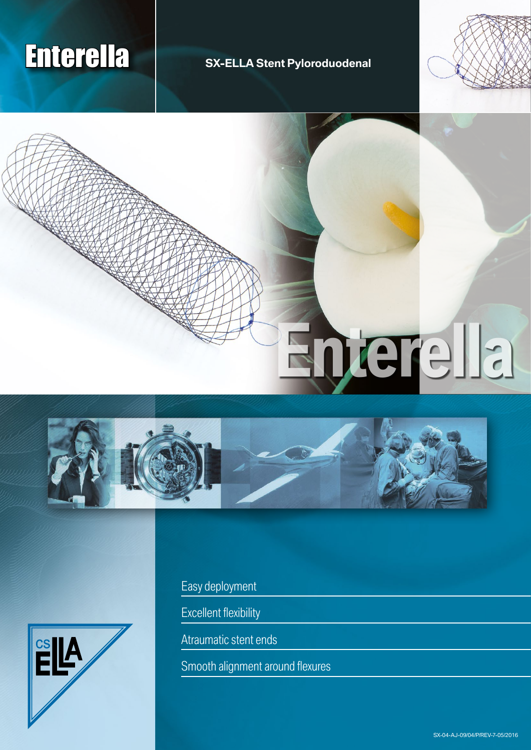# Enterella

## SX-ELLA Stent Pyloroduodenal

# Enterella

- Easy deployment
- Excellent flexibility
- Atraumatic stent ends
- Smooth alignment around flexures

CS ELLA

SX-04-AJ-09/04/P/REV-7-05/2016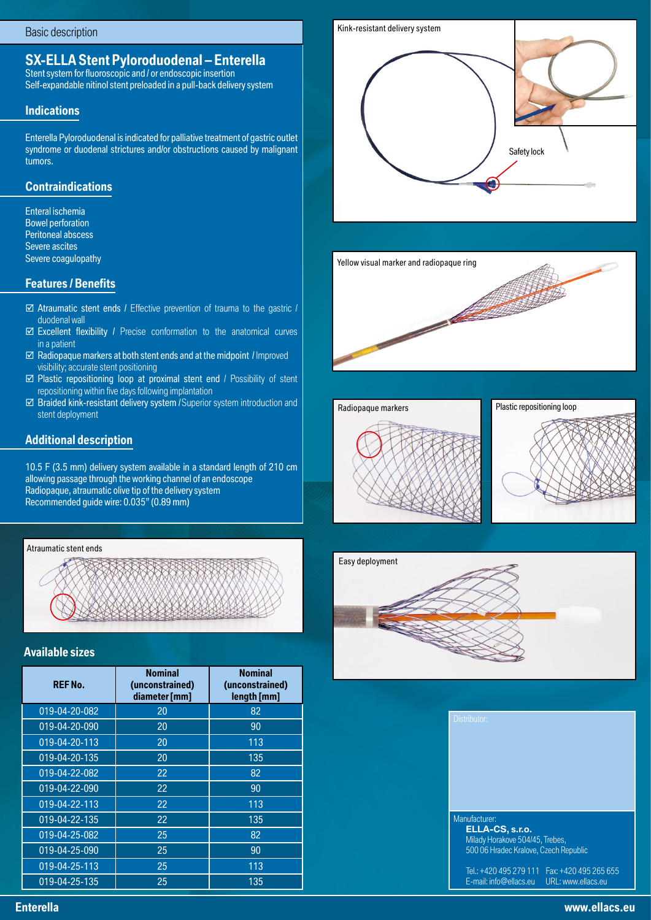Basic description

# SX-ELLA Stent Pyloroduodenal – Enterella

Stent system for fluoroscopic and / or endoscopic insertion
Self-expandable nitinol stent preloaded in a pull-back delivery system

## Indications

Enterella Pyloroduodenal is indicated for palliative treatment of gastric outlet syndrome or duodenal strictures and/or obstructions caused by malignant tumors.

## Contraindications

Enteral ischemia
Bowel perforation
Peritoneal abscess
Severe ascites
Severe coagulopathy

## Features / Benefits

- ☑ Atraumatic stent ends / Effective prevention of trauma to the gastric / duodenal wall
- ☑ Excellent flexibility / Precise conformation to the anatomical curves in a patient
- ☑ Radiopaque markers at both stent ends and at the midpoint / Improved visibility; accurate stent positioning
- ☑ Plastic repositioning loop at proximal stent end / Possibility of stent repositioning within five days following implantation
- ☑ Braided kink-resistant delivery system / Superior system introduction and stent deployment

## Additional description

10.5 F (3.5 mm) delivery system available in a standard length of 210 cm allowing passage through the working channel of an endoscope
Radiopaque, atraumatic olive tip of the delivery system
Recommended guide wire: 0.035" (0.89 mm)

Atraumatic stent ends

## Available sizes

| REF No. | Nominal (unconstrained) diameter [mm] | Nominal (unconstrained) length [mm] |
|---|---|---|
| 019-04-20-082 | 20 | 82 |
| 019-04-20-090 | 20 | 90 |
| 019-04-20-113 | 20 | 113 |
| 019-04-20-135 | 20 | 135 |
| 019-04-22-082 | 22 | 82 |
| 019-04-22-090 | 22 | 90 |
| 019-04-22-113 | 22 | 113 |
| 019-04-22-135 | 22 | 135 |
| 019-04-25-082 | 25 | 82 |
| 019-04-25-090 | 25 | 90 |
| 019-04-25-113 | 25 | 113 |
| 019-04-25-135 | 25 | 135 |

Kink-resistant delivery system

Safety lock

Yellow visual marker and radiopaque ring

Radiopaque markers

Plastic repositioning loop

Easy deployment

Distributor:

Manufacturer:
**ELLA-CS, s.r.o.**
Milady Horakove 504/45, Trebes,
500 06 Hradec Kralove, Czech Republic

Tel.: +420 495 279 111 Fax: +420 495 265 655
E-mail: info@ellacs.eu URL: www.ellacs.eu